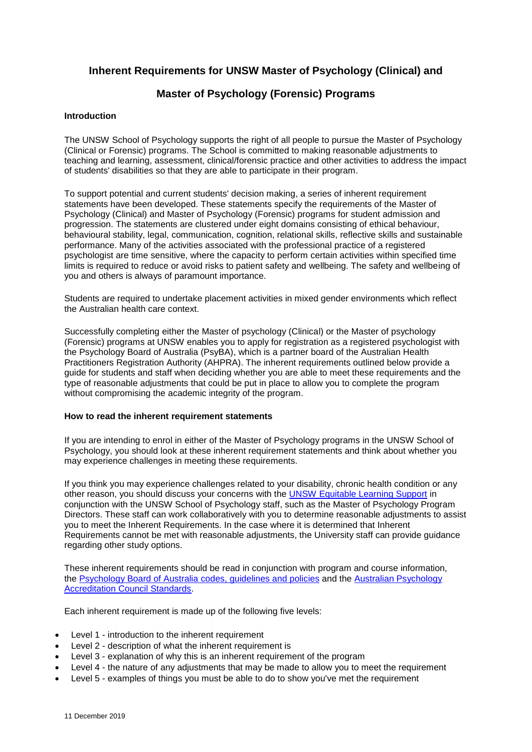# Inherent Requirements for UNSW Master of Psychology (Clinical) and Master of Psychology (Forensic) Programs

## Introduction

The UNSW School of Psychology supports the right of all people to pursue the Master of Psychology (Clinical or Forensic) programs. The School is committed to making reasonable adjustments to teaching and learning, assessment, clinical/forensic practice and other activities to address the impact of students' disabilities so that they are able to participate in their program.

To support potential and current students' decision making, a series of inherent requirement statements have been developed. These statements specify the requirements of the Master of Psychology (Clinical) and Master of Psychology (Forensic) programs for student admission and progression. The statements are clustered under eight domains consisting of ethical behaviour, behavioural stability, legal, communication, cognition, relational skills, reflective skills and sustainable performance. Many of the activities associated with the professional practice of a registered psychologist are time sensitive, where the capacity to perform certain activities within specified time limits is required to reduce or avoid risks to patient safety and wellbeing. The safety and wellbeing of you and others is always of paramount importance.

Students are required to undertake placement activities in mixed gender environments which reflect the Australian health care context.

Successfully completing either the Master of psychology (Clinical) or the Master of psychology (Forensic) programs at UNSW enables you to apply for registration as a registered psychologist with the Psychology Board of Australia (PsyBA), which is a partner board of the Australian Health Practitioners Registration Authority (AHPRA). The inherent requirements outlined below provide a guide for students and staff when deciding whether you are able to meet these requirements and the type of reasonable adjustments that could be put in place to allow you to complete the program without compromising the academic integrity of the program.

## How to read the inherent requirement statements

If you are intending to enrol in either of the Master of Psychology programs in the UNSW School of Psychology, you should look at these inherent requirement statements and think about whether you may experience challenges in meeting these requirements.

If you think you may experience challenges related to your disability, chronic health condition or any other reason, you should discuss your concerns with the UNSW Equitable Learning Support in conjunction with the UNSW School of Psychology staff, such as the Master of Psychology Program Directors. These staff can work collaboratively with you to determine reasonable adjustments to assist you to meet the Inherent Requirements. In the case where it is determined that Inherent Requirements cannot be met with reasonable adjustments, the University staff can provide guidance regarding other study options.

These inherent requirements should be read in conjunction with program and course information, the Psychology Board of Australia codes, guidelines and policies and the Australian Psychology Accreditation Council Standards.

Each inherent requirement is made up of the following five levels:

- Level 1 - introduction to the inherent requirement
- Level 2 - description of what the inherent requirement is
- Level 3 - explanation of why this is an inherent requirement of the program
- Level 4 - the nature of any adjustments that may be made to allow you to meet the requirement
- Level 5 - examples of things you must be able to do to show you've met the requirement

11 December 2019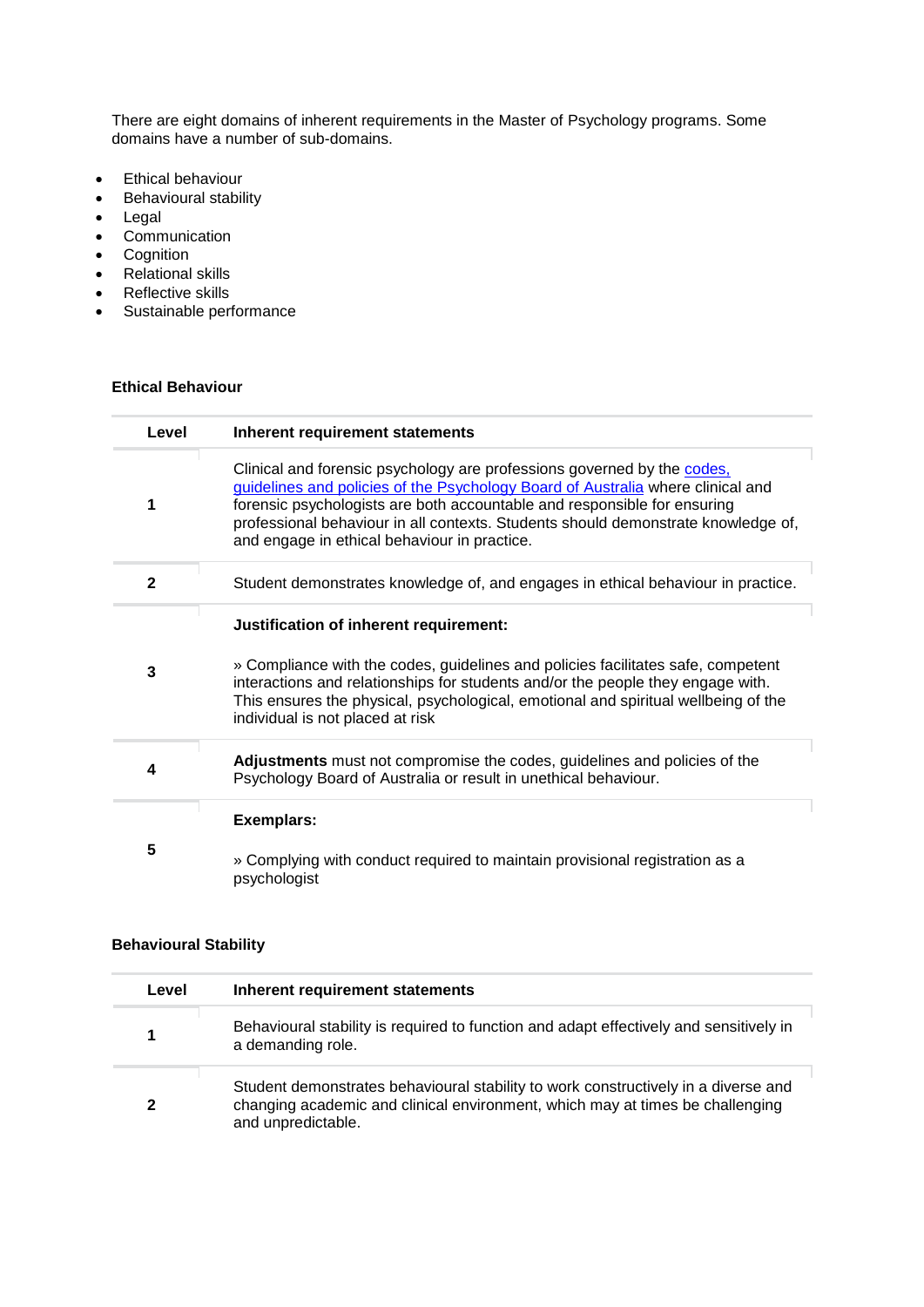There are eight domains of inherent requirements in the Master of Psychology programs. Some domains have a number of sub-domains.

- Ethical behaviour
- Behavioural stability
- Legal
- Communication
- Cognition
- Relational skills
- Reflective skills
- Sustainable performance

#### Ethical Behaviour

| Level | Inherent requirement statements |
|---|---|
| 1 | Clinical and forensic psychology are professions governed by the [codes, guidelines and policies of the Psychology Board of Australia]() where clinical and forensic psychologists are both accountable and responsible for ensuring professional behaviour in all contexts. Students should demonstrate knowledge of, and engage in ethical behaviour in practice. |
| 2 | Student demonstrates knowledge of, and engages in ethical behaviour in practice. |
| 3 | **Justification of inherent requirement:** <br><br> » Compliance with the codes, guidelines and policies facilitates safe, competent interactions and relationships for students and/or the people they engage with. This ensures the physical, psychological, emotional and spiritual wellbeing of the individual is not placed at risk |
| 4 | **Adjustments** must not compromise the codes, guidelines and policies of the Psychology Board of Australia or result in unethical behaviour. |
| 5 | **Exemplars:** <br><br> » Complying with conduct required to maintain provisional registration as a psychologist |

#### Behavioural Stability

| Level | Inherent requirement statements |
|---|---|
| 1 | Behavioural stability is required to function and adapt effectively and sensitively in a demanding role. |
| 2 | Student demonstrates behavioural stability to work constructively in a diverse and changing academic and clinical environment, which may at times be challenging and unpredictable. |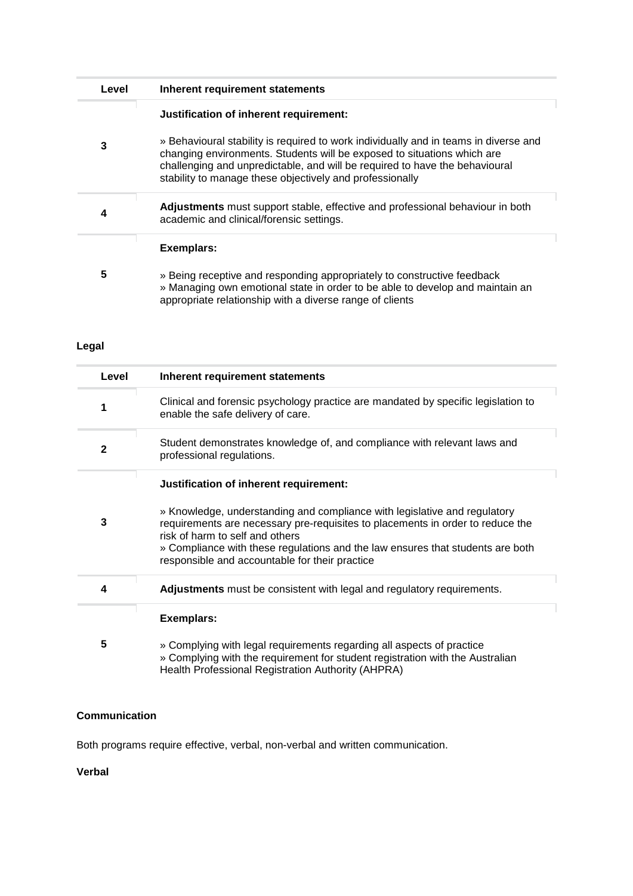| Level | Inherent requirement statements |
| --- | --- |
| 3 | **Justification of inherent requirement:**<br><br>» Behavioural stability is required to work individually and in teams in diverse and changing environments. Students will be exposed to situations which are challenging and unpredictable, and will be required to have the behavioural stability to manage these objectively and professionally |
| 4 | **Adjustments** must support stable, effective and professional behaviour in both academic and clinical/forensic settings. |
| 5 | **Exemplars:**<br><br>» Being receptive and responding appropriately to constructive feedback<br>» Managing own emotional state in order to be able to develop and maintain an appropriate relationship with a diverse range of clients |

**Legal**

| Level | Inherent requirement statements |
| --- | --- |
| 1 | Clinical and forensic psychology practice are mandated by specific legislation to enable the safe delivery of care. |
| 2 | Student demonstrates knowledge of, and compliance with relevant laws and professional regulations. |
| 3 | **Justification of inherent requirement:**<br><br>» Knowledge, understanding and compliance with legislative and regulatory requirements are necessary pre-requisites to placements in order to reduce the risk of harm to self and others<br>» Compliance with these regulations and the law ensures that students are both responsible and accountable for their practice |
| 4 | **Adjustments** must be consistent with legal and regulatory requirements. |
| 5 | **Exemplars:**<br><br>» Complying with legal requirements regarding all aspects of practice<br>» Complying with the requirement for student registration with the Australian Health Professional Registration Authority (AHPRA) |

**Communication**

Both programs require effective, verbal, non-verbal and written communication.

**Verbal**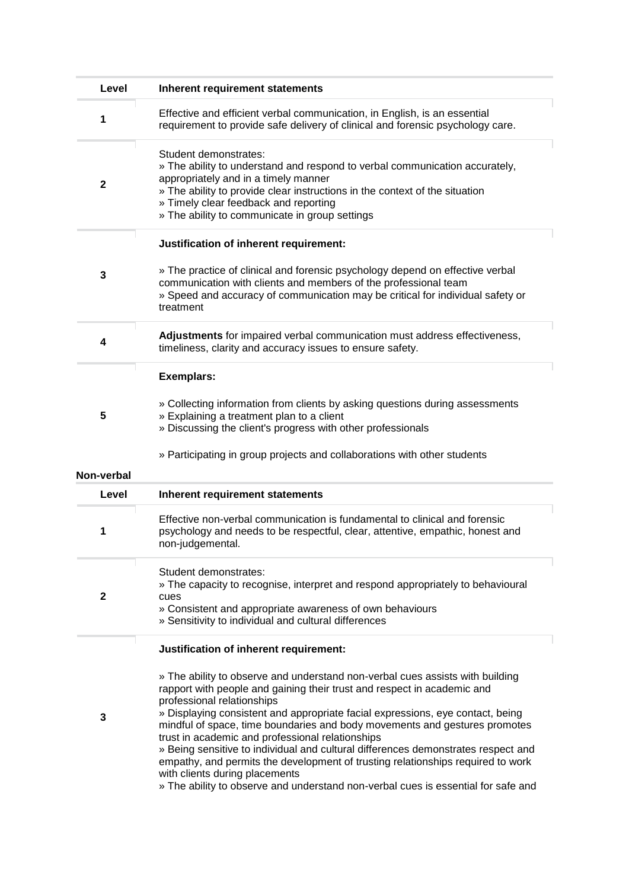| Level | Inherent requirement statements |
| --- | --- |
| 1 | Effective and efficient verbal communication, in English, is an essential requirement to provide safe delivery of clinical and forensic psychology care. |
| 2 | Student demonstrates:<br>» The ability to understand and respond to verbal communication accurately, appropriately and in a timely manner<br>» The ability to provide clear instructions in the context of the situation<br>» Timely clear feedback and reporting<br>» The ability to communicate in group settings |
| 3 | **Justification of inherent requirement:**<br><br>» The practice of clinical and forensic psychology depend on effective verbal communication with clients and members of the professional team<br>» Speed and accuracy of communication may be critical for individual safety or treatment |
| 4 | **Adjustments** for impaired verbal communication must address effectiveness, timeliness, clarity and accuracy issues to ensure safety. |
| 5 | **Exemplars:**<br><br>» Collecting information from clients by asking questions during assessments<br>» Explaining a treatment plan to a client<br>» Discussing the client's progress with other professionals<br><br>» Participating in group projects and collaborations with other students |

**Non-verbal**

| Level | Inherent requirement statements |
| --- | --- |
| 1 | Effective non-verbal communication is fundamental to clinical and forensic psychology and needs to be respectful, clear, attentive, empathic, honest and non-judgemental. |
| 2 | Student demonstrates:<br>» The capacity to recognise, interpret and respond appropriately to behavioural cues<br>» Consistent and appropriate awareness of own behaviours<br>» Sensitivity to individual and cultural differences |
| 3 | **Justification of inherent requirement:**<br><br>» The ability to observe and understand non-verbal cues assists with building rapport with people and gaining their trust and respect in academic and professional relationships<br>» Displaying consistent and appropriate facial expressions, eye contact, being mindful of space, time boundaries and body movements and gestures promotes trust in academic and professional relationships<br>» Being sensitive to individual and cultural differences demonstrates respect and empathy, and permits the development of trusting relationships required to work with clients during placements<br>» The ability to observe and understand non-verbal cues is essential for safe and |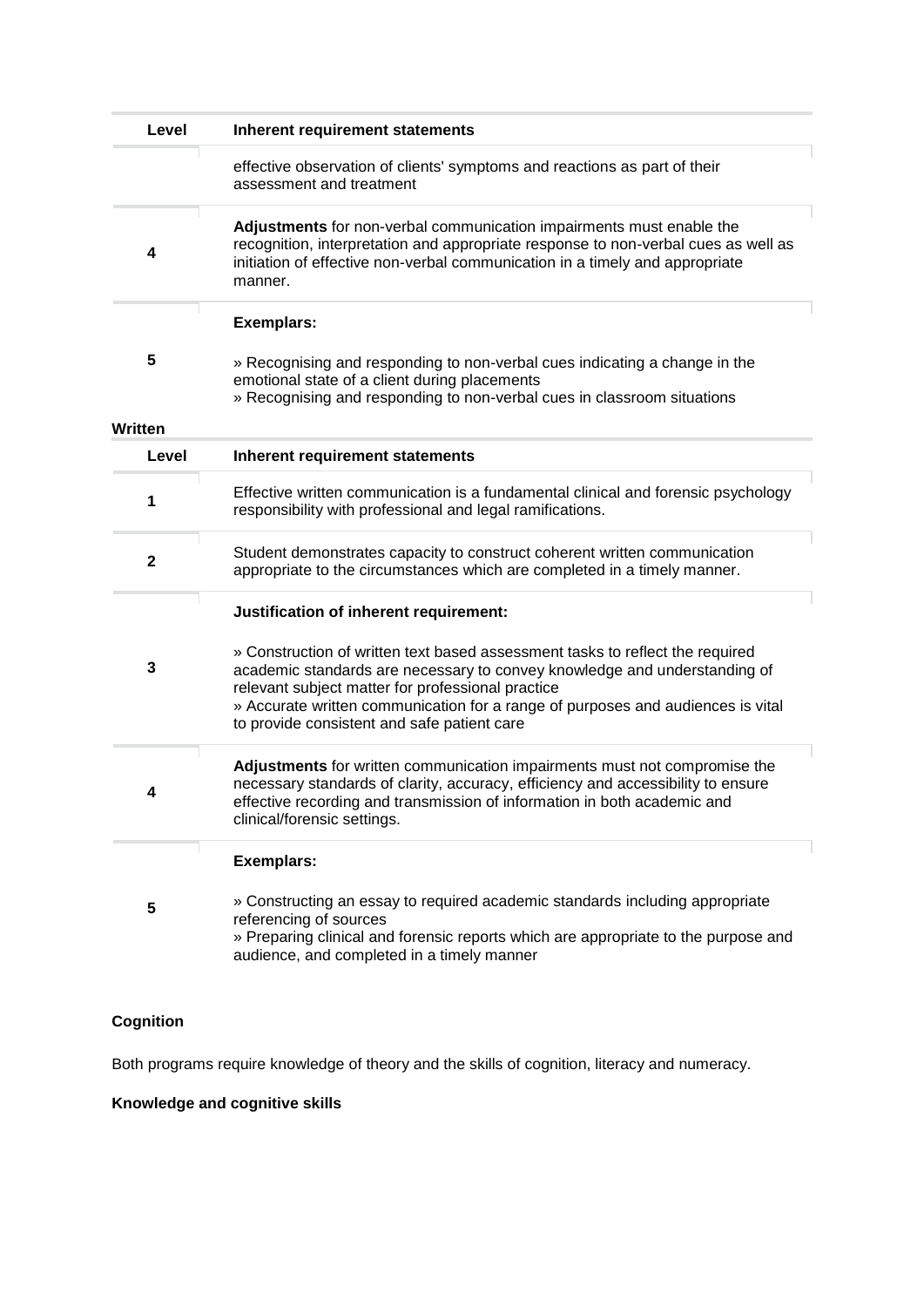| Level | Inherent requirement statements |
|---|---|
| | effective observation of clients' symptoms and reactions as part of their assessment and treatment |
| 4 | **Adjustments** for non-verbal communication impairments must enable the recognition, interpretation and appropriate response to non-verbal cues as well as initiation of effective non-verbal communication in a timely and appropriate manner. |
| 5 | **Exemplars:**<br><br>» Recognising and responding to non-verbal cues indicating a change in the emotional state of a client during placements<br>» Recognising and responding to non-verbal cues in classroom situations |

**Written**

| Level | Inherent requirement statements |
|---|---|
| 1 | Effective written communication is a fundamental clinical and forensic psychology responsibility with professional and legal ramifications. |
| 2 | Student demonstrates capacity to construct coherent written communication appropriate to the circumstances which are completed in a timely manner. |
| 3 | **Justification of inherent requirement:**<br><br>» Construction of written text based assessment tasks to reflect the required academic standards are necessary to convey knowledge and understanding of relevant subject matter for professional practice<br>» Accurate written communication for a range of purposes and audiences is vital to provide consistent and safe patient care |
| 4 | **Adjustments** for written communication impairments must not compromise the necessary standards of clarity, accuracy, efficiency and accessibility to ensure effective recording and transmission of information in both academic and clinical/forensic settings. |
| 5 | **Exemplars:**<br><br>» Constructing an essay to required academic standards including appropriate referencing of sources<br>» Preparing clinical and forensic reports which are appropriate to the purpose and audience, and completed in a timely manner |

**Cognition**

Both programs require knowledge of theory and the skills of cognition, literacy and numeracy.

**Knowledge and cognitive skills**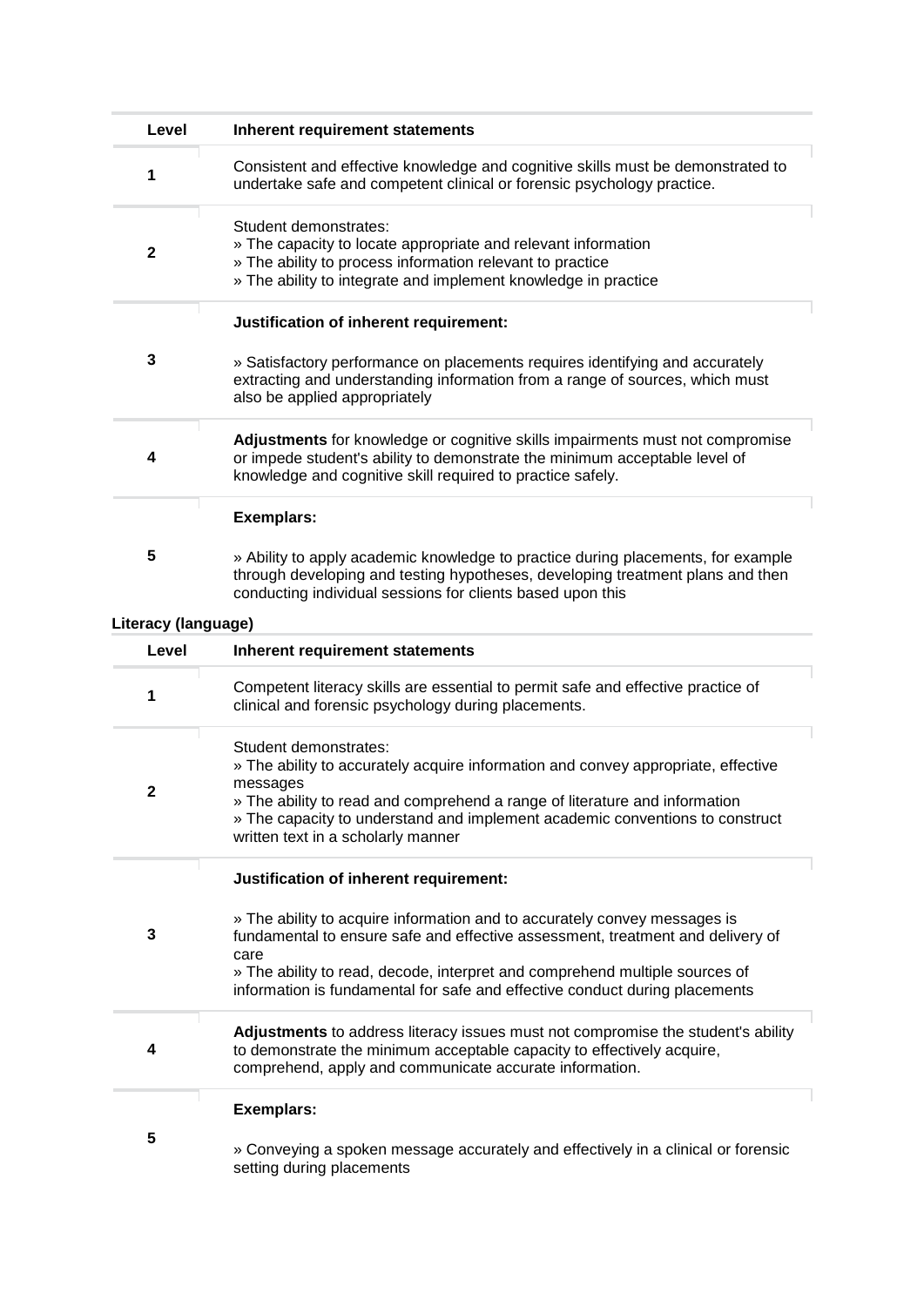| Level | Inherent requirement statements |
|---|---|
| 1 | Consistent and effective knowledge and cognitive skills must be demonstrated to undertake safe and competent clinical or forensic psychology practice. |
| 2 | Student demonstrates:<br>» The capacity to locate appropriate and relevant information<br>» The ability to process information relevant to practice<br>» The ability to integrate and implement knowledge in practice |
| 3 | **Justification of inherent requirement:**<br><br>» Satisfactory performance on placements requires identifying and accurately extracting and understanding information from a range of sources, which must also be applied appropriately |
| 4 | **Adjustments** for knowledge or cognitive skills impairments must not compromise or impede student's ability to demonstrate the minimum acceptable level of knowledge and cognitive skill required to practice safely. |
| 5 | **Exemplars:**<br><br>» Ability to apply academic knowledge to practice during placements, for example through developing and testing hypotheses, developing treatment plans and then conducting individual sessions for clients based upon this |

**Literacy (language)**

| Level | Inherent requirement statements |
|---|---|
| 1 | Competent literacy skills are essential to permit safe and effective practice of clinical and forensic psychology during placements. |
| 2 | Student demonstrates:<br>» The ability to accurately acquire information and convey appropriate, effective messages<br>» The ability to read and comprehend a range of literature and information<br>» The capacity to understand and implement academic conventions to construct written text in a scholarly manner |
| 3 | **Justification of inherent requirement:**<br><br>» The ability to acquire information and to accurately convey messages is fundamental to ensure safe and effective assessment, treatment and delivery of care<br>» The ability to read, decode, interpret and comprehend multiple sources of information is fundamental for safe and effective conduct during placements |
| 4 | **Adjustments** to address literacy issues must not compromise the student's ability to demonstrate the minimum acceptable capacity to effectively acquire, comprehend, apply and communicate accurate information. |
| 5 | **Exemplars:**<br><br>» Conveying a spoken message accurately and effectively in a clinical or forensic setting during placements |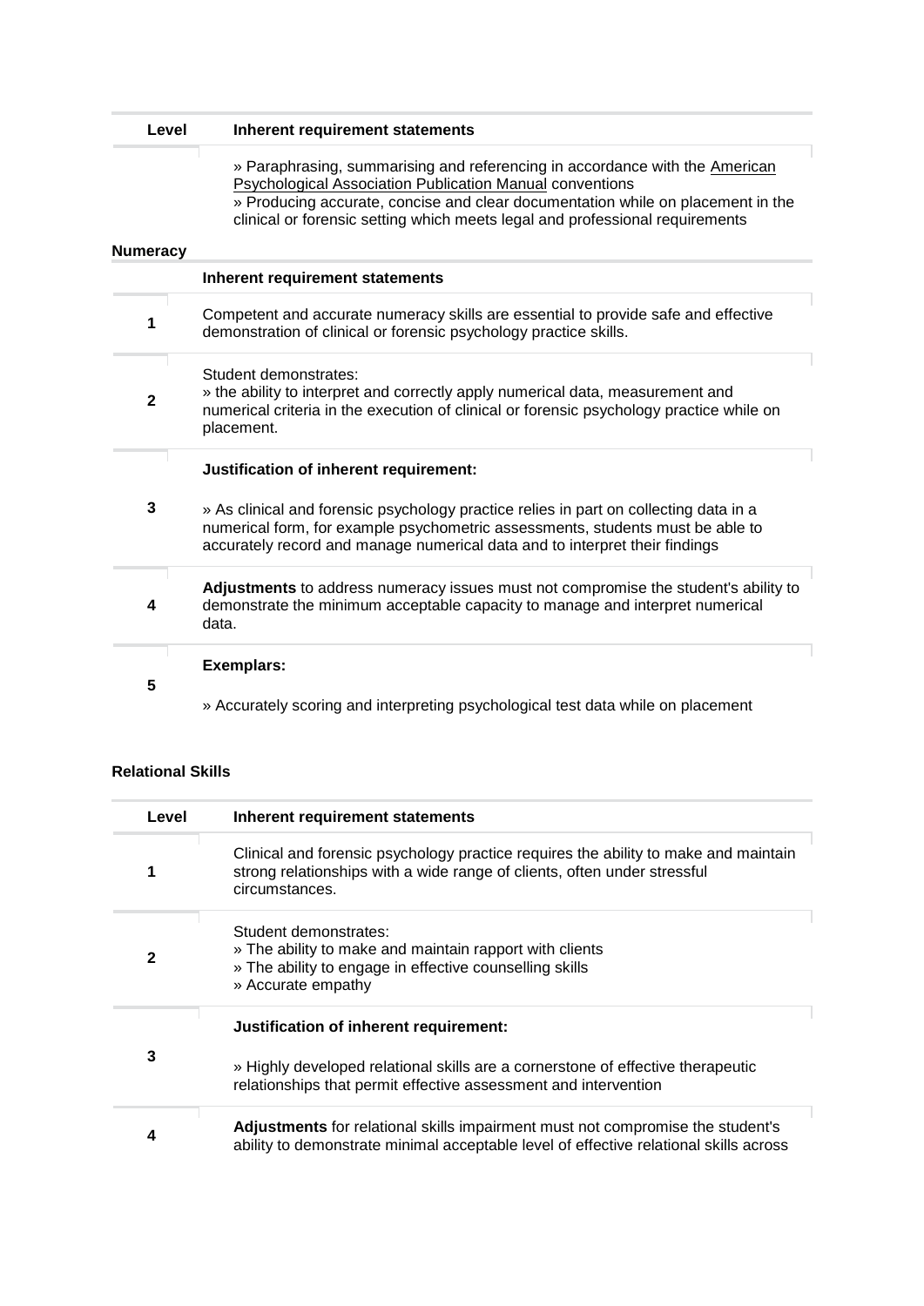| Level | Inherent requirement statements |
|---|---|
| | » Paraphrasing, summarising and referencing in accordance with the American Psychological Association Publication Manual conventions<br>» Producing accurate, concise and clear documentation while on placement in the clinical or forensic setting which meets legal and professional requirements |

**Numeracy**

| | Inherent requirement statements |
|---|---|
| 1 | Competent and accurate numeracy skills are essential to provide safe and effective demonstration of clinical or forensic psychology practice skills. |
| 2 | Student demonstrates:<br>» the ability to interpret and correctly apply numerical data, measurement and numerical criteria in the execution of clinical or forensic psychology practice while on placement. |
| 3 | **Justification of inherent requirement:**<br><br>» As clinical and forensic psychology practice relies in part on collecting data in a numerical form, for example psychometric assessments, students must be able to accurately record and manage numerical data and to interpret their findings |
| 4 | **Adjustments** to address numeracy issues must not compromise the student's ability to demonstrate the minimum acceptable capacity to manage and interpret numerical data. |
| 5 | **Exemplars:**<br><br>» Accurately scoring and interpreting psychological test data while on placement |

**Relational Skills**

| Level | Inherent requirement statements |
|---|---|
| 1 | Clinical and forensic psychology practice requires the ability to make and maintain strong relationships with a wide range of clients, often under stressful circumstances. |
| 2 | Student demonstrates:<br>» The ability to make and maintain rapport with clients<br>» The ability to engage in effective counselling skills<br>» Accurate empathy |
| 3 | **Justification of inherent requirement:**<br><br>» Highly developed relational skills are a cornerstone of effective therapeutic relationships that permit effective assessment and intervention |
| 4 | **Adjustments** for relational skills impairment must not compromise the student's ability to demonstrate minimal acceptable level of effective relational skills across |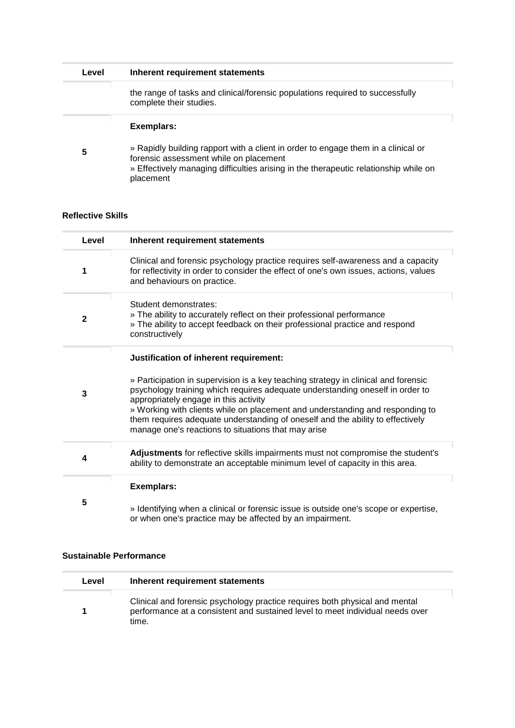| Level | Inherent requirement statements |
|---|---|
| | the range of tasks and clinical/forensic populations required to successfully complete their studies. |
| 5 | **Exemplars:**<br><br>» Rapidly building rapport with a client in order to engage them in a clinical or forensic assessment while on placement<br>» Effectively managing difficulties arising in the therapeutic relationship while on placement |

**Reflective Skills**

| Level | Inherent requirement statements |
|---|---|
| 1 | Clinical and forensic psychology practice requires self-awareness and a capacity for reflectivity in order to consider the effect of one's own issues, actions, values and behaviours on practice. |
| 2 | Student demonstrates:<br>» The ability to accurately reflect on their professional performance<br>» The ability to accept feedback on their professional practice and respond constructively |
| 3 | **Justification of inherent requirement:**<br><br>» Participation in supervision is a key teaching strategy in clinical and forensic psychology training which requires adequate understanding oneself in order to appropriately engage in this activity<br>» Working with clients while on placement and understanding and responding to them requires adequate understanding of oneself and the ability to effectively manage one's reactions to situations that may arise |
| 4 | **Adjustments** for reflective skills impairments must not compromise the student's ability to demonstrate an acceptable minimum level of capacity in this area. |
| 5 | **Exemplars:**<br><br>» Identifying when a clinical or forensic issue is outside one's scope or expertise, or when one's practice may be affected by an impairment. |

**Sustainable Performance**

| Level | Inherent requirement statements |
|---|---|
| 1 | Clinical and forensic psychology practice requires both physical and mental performance at a consistent and sustained level to meet individual needs over time. |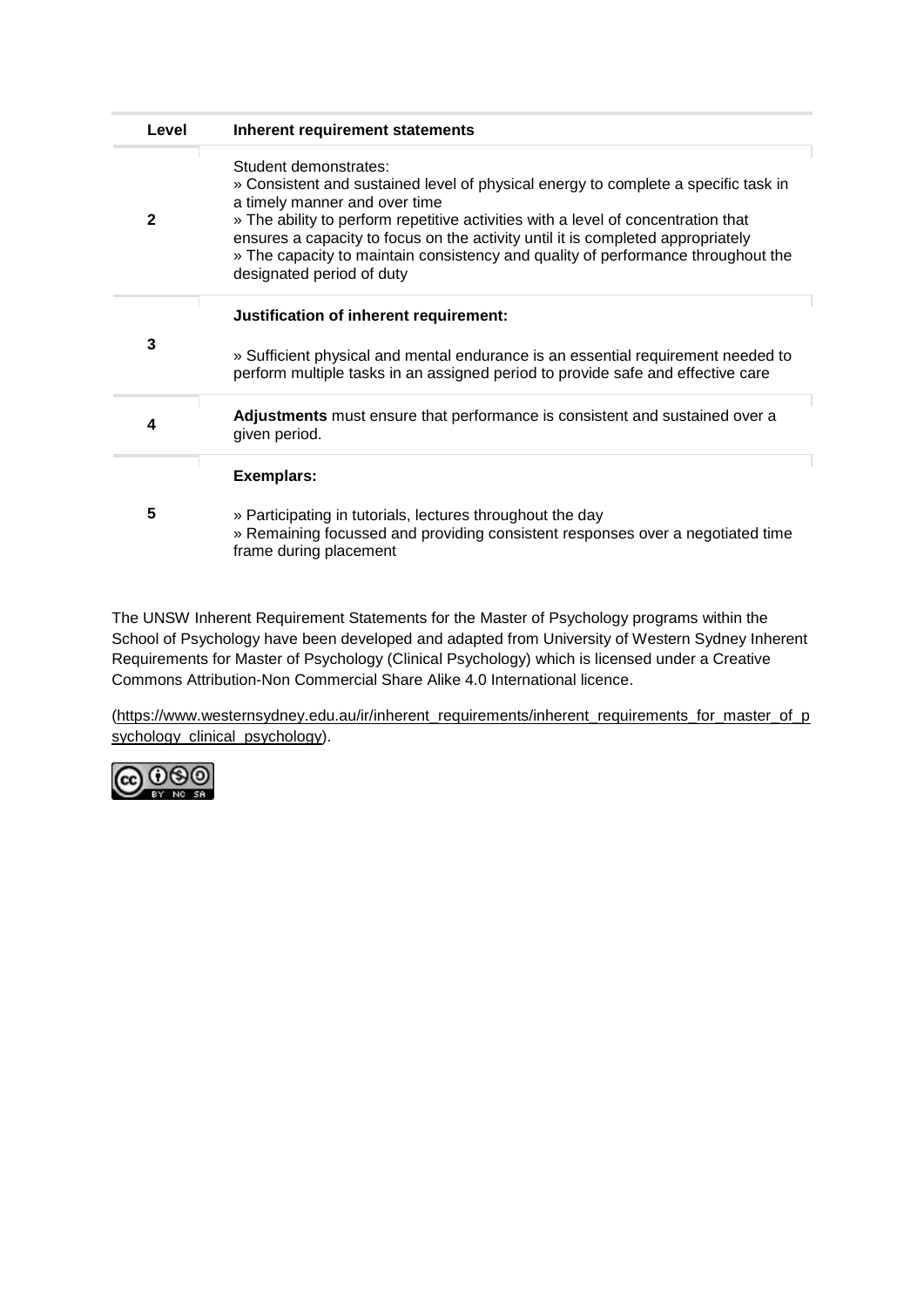| Level | Inherent requirement statements |
|---|---|
| 2 | Student demonstrates:<br>» Consistent and sustained level of physical energy to complete a specific task in a timely manner and over time<br>» The ability to perform repetitive activities with a level of concentration that ensures a capacity to focus on the activity until it is completed appropriately<br>» The capacity to maintain consistency and quality of performance throughout the designated period of duty |
| 3 | **Justification of inherent requirement:**<br><br>» Sufficient physical and mental endurance is an essential requirement needed to perform multiple tasks in an assigned period to provide safe and effective care |
| 4 | **Adjustments** must ensure that performance is consistent and sustained over a given period. |
| 5 | **Exemplars:**<br><br>» Participating in tutorials, lectures throughout the day<br>» Remaining focussed and providing consistent responses over a negotiated time frame during placement |

The UNSW Inherent Requirement Statements for the Master of Psychology programs within the School of Psychology have been developed and adapted from University of Western Sydney Inherent Requirements for Master of Psychology (Clinical Psychology) which is licensed under a Creative Commons Attribution-Non Commercial Share Alike 4.0 International licence.

(https://www.westernsydney.edu.au/ir/inherent_requirements/inherent_requirements_for_master_of_psychology_clinical_psychology).